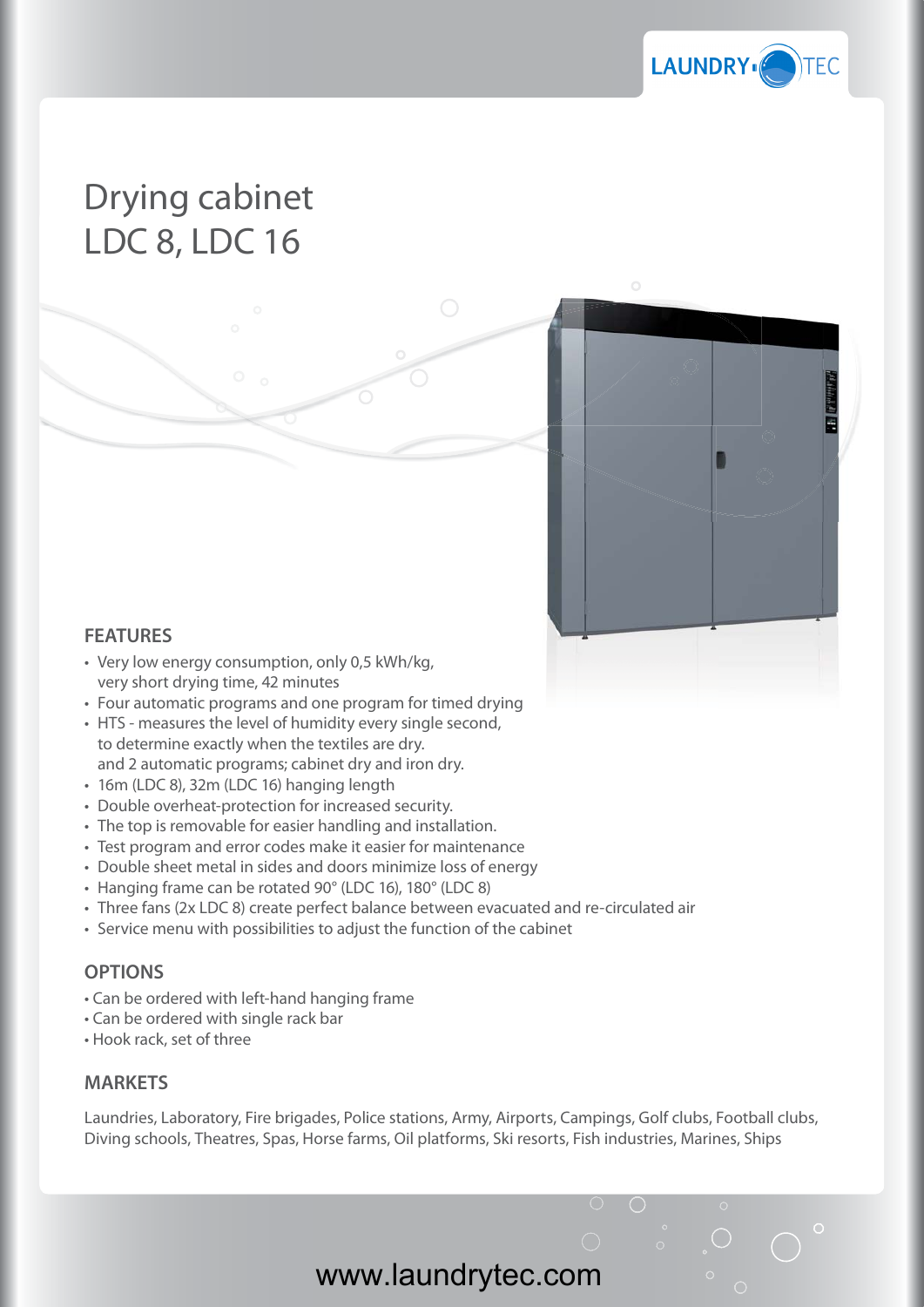# Drying cabinet
# LDC 8, LDC 16

## FEATURES

- Very low energy consumption, only 0,5 kWh/kg, very short drying time, 42 minutes
- Four automatic programs and one program for timed drying
- HTS - measures the level of humidity every single second, to determine exactly when the textiles are dry. and 2 automatic programs; cabinet dry and iron dry.
- 16m (LDC 8), 32m (LDC 16) hanging length
- Double overheat-protection for increased security.
- The top is removable for easier handling and installation.
- Test program and error codes make it easier for maintenance
- Double sheet metal in sides and doors minimize loss of energy
- Hanging frame can be rotated 90° (LDC 16), 180° (LDC 8)
- Three fans (2x LDC 8) create perfect balance between evacuated and re-circulated air
- Service menu with possibilities to adjust the function of the cabinet

## OPTIONS

- Can be ordered with left-hand hanging frame
- Can be ordered with single rack bar
- Hook rack, set of three

## MARKETS

Laundries, Laboratory, Fire brigades, Police stations, Army, Airports, Campings, Golf clubs, Football clubs, Diving schools, Theatres, Spas, Horse farms, Oil platforms, Ski resorts, Fish industries, Marines, Ships

www.laundrytec.com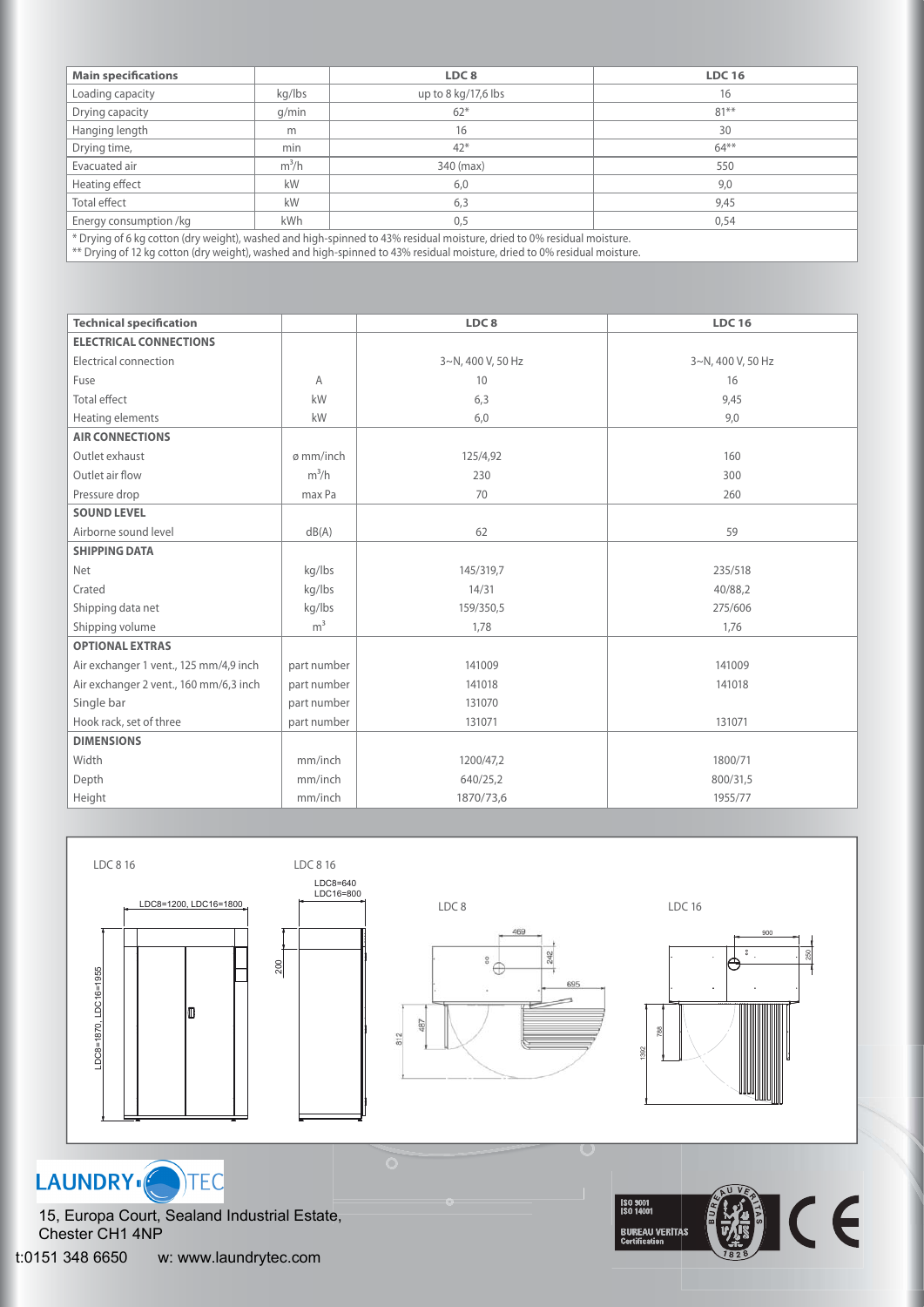| Main specifications | | LDC 8 | LDC 16 |
|---|---|---|---|
| Loading capacity | kg/lbs | up to 8 kg/17,6 lbs | 16 |
| Drying capacity | g/min | 62* | 81** |
| Hanging length | m | 16 | 30 |
| Drying time, | min | 42* | 64** |
| Evacuated air | $m^3/h$ | 340 (max) | 550 |
| Heating effect | kW | 6,0 | 9,0 |
| Total effect | kW | 6,3 | 9,45 |
| Energy consumption /kg | kWh | 0,5 | 0,54 |

\* Drying of 6 kg cotton (dry weight), washed and high-spinned to 43% residual moisture, dried to 0% residual moisture.
\*\* Drying of 12 kg cotton (dry weight), washed and high-spinned to 43% residual moisture, dried to 0% residual moisture.

| Technical specification | | LDC 8 | LDC 16 |
|---|---|---|---|
| **ELECTRICAL CONNECTIONS** | | | |
| Electrical connection | | 3~N, 400 V, 50 Hz | 3~N, 400 V, 50 Hz |
| Fuse | A | 10 | 16 |
| Total effect | kW | 6,3 | 9,45 |
| Heating elements | kW | 6,0 | 9,0 |
| **AIR CONNECTIONS** | | | |
| Outlet exhaust | ø mm/inch | 125/4,92 | 160 |
| Outlet air flow | $m^3/h$ | 230 | 300 |
| Pressure drop | max Pa | 70 | 260 |
| **SOUND LEVEL** | | | |
| Airborne sound level | dB(A) | 62 | 59 |
| **SHIPPING DATA** | | | |
| Net | kg/lbs | 145/319,7 | 235/518 |
| Crated | kg/lbs | 14/31 | 40/88,2 |
| Shipping data net | kg/lbs | 159/350,5 | 275/606 |
| Shipping volume | $m^3$ | 1,78 | 1,76 |
| **OPTIONAL EXTRAS** | | | |
| Air exchanger 1 vent., 125 mm/4,9 inch | part number | 141009 | 141009 |
| Air exchanger 2 vent., 160 mm/6,3 inch | part number | 141018 | 141018 |
| Single bar | part number | 131070 | |
| Hook rack, set of three | part number | 131071 | 131071 |
| **DIMENSIONS** | | | |
| Width | mm/inch | 1200/47,2 | 1800/71 |
| Depth | mm/inch | 640/25,2 | 800/31,5 |
| Height | mm/inch | 1870/73,6 | 1955/77 |

LDC 8 16
LDC8=1200, LDC16=1800
LDC8=1870, LDC16=1955

LDC 8 16
LDC8=640
LDC16=800
200

LDC 8
469
242
695
812
487

LDC 16
900
250
788
1392

LAUNDRY TEC

15, Europa Court, Sealand Industrial Estate,
Chester CH1 4NP

t:0151 348 6650 w: www.laundrytec.com

ISO 9001
ISO 14001
BUREAU VERITAS Certification